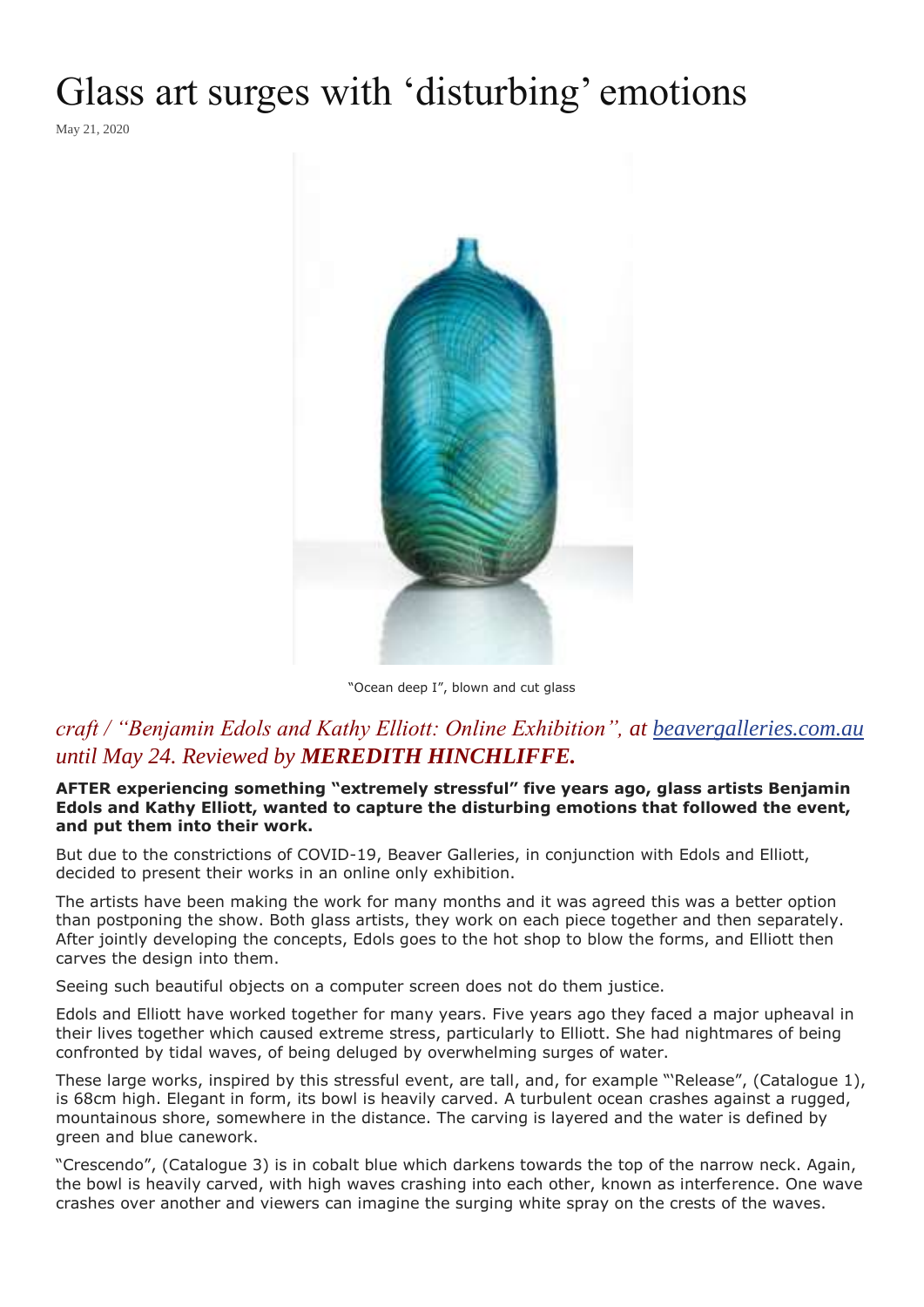# Glass art surges with ‘disturbing’ emotions

May 21, 2020

"Ocean deep I", blown and cut glass

## *craft / “Benjamin Edols and Kathy Elliott: Online Exhibition”, at [beavergalleries.com.au](beavergalleries.com.au) until May 24. Reviewed by **MEREDITH HINCHLIFFE.***

**AFTER experiencing something “extremely stressful” five years ago, glass artists Benjamin Edols and Kathy Elliott, wanted to capture the disturbing emotions that followed the event, and put them into their work.**

But due to the constrictions of COVID-19, Beaver Galleries, in conjunction with Edols and Elliott, decided to present their works in an online only exhibition.

The artists have been making the work for many months and it was agreed this was a better option than postponing the show. Both glass artists, they work on each piece together and then separately. After jointly developing the concepts, Edols goes to the hot shop to blow the forms, and Elliott then carves the design into them.

Seeing such beautiful objects on a computer screen does not do them justice.

Edols and Elliott have worked together for many years. Five years ago they faced a major upheaval in their lives together which caused extreme stress, particularly to Elliott. She had nightmares of being confronted by tidal waves, of being deluged by overwhelming surges of water.

These large works, inspired by this stressful event, are tall, and, for example “‘Release”, (Catalogue 1), is 68cm high. Elegant in form, its bowl is heavily carved. A turbulent ocean crashes against a rugged, mountainous shore, somewhere in the distance. The carving is layered and the water is defined by green and blue canework.

“Crescendo”, (Catalogue 3) is in cobalt blue which darkens towards the top of the narrow neck. Again, the bowl is heavily carved, with high waves crashing into each other, known as interference. One wave crashes over another and viewers can imagine the surging white spray on the crests of the waves.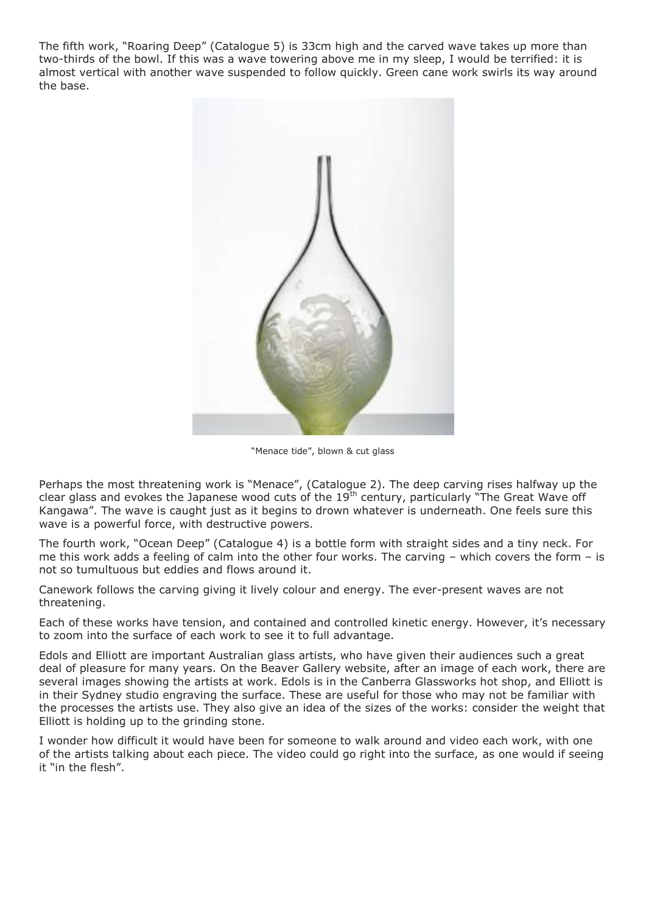The fifth work, "Roaring Deep" (Catalogue 5) is 33cm high and the carved wave takes up more than two-thirds of the bowl. If this was a wave towering above me in my sleep, I would be terrified: it is almost vertical with another wave suspended to follow quickly. Green cane work swirls its way around the base.

"Menace tide", blown & cut glass

Perhaps the most threatening work is "Menace", (Catalogue 2). The deep carving rises halfway up the clear glass and evokes the Japanese wood cuts of the 19th century, particularly "The Great Wave off Kangawa". The wave is caught just as it begins to drown whatever is underneath. One feels sure this wave is a powerful force, with destructive powers.

The fourth work, "Ocean Deep" (Catalogue 4) is a bottle form with straight sides and a tiny neck. For me this work adds a feeling of calm into the other four works. The carving – which covers the form – is not so tumultuous but eddies and flows around it.

Canework follows the carving giving it lively colour and energy. The ever-present waves are not threatening.

Each of these works have tension, and contained and controlled kinetic energy. However, it's necessary to zoom into the surface of each work to see it to full advantage.

Edols and Elliott are important Australian glass artists, who have given their audiences such a great deal of pleasure for many years. On the Beaver Gallery website, after an image of each work, there are several images showing the artists at work. Edols is in the Canberra Glassworks hot shop, and Elliott is in their Sydney studio engraving the surface. These are useful for those who may not be familiar with the processes the artists use. They also give an idea of the sizes of the works: consider the weight that Elliott is holding up to the grinding stone.

I wonder how difficult it would have been for someone to walk around and video each work, with one of the artists talking about each piece. The video could go right into the surface, as one would if seeing it "in the flesh".